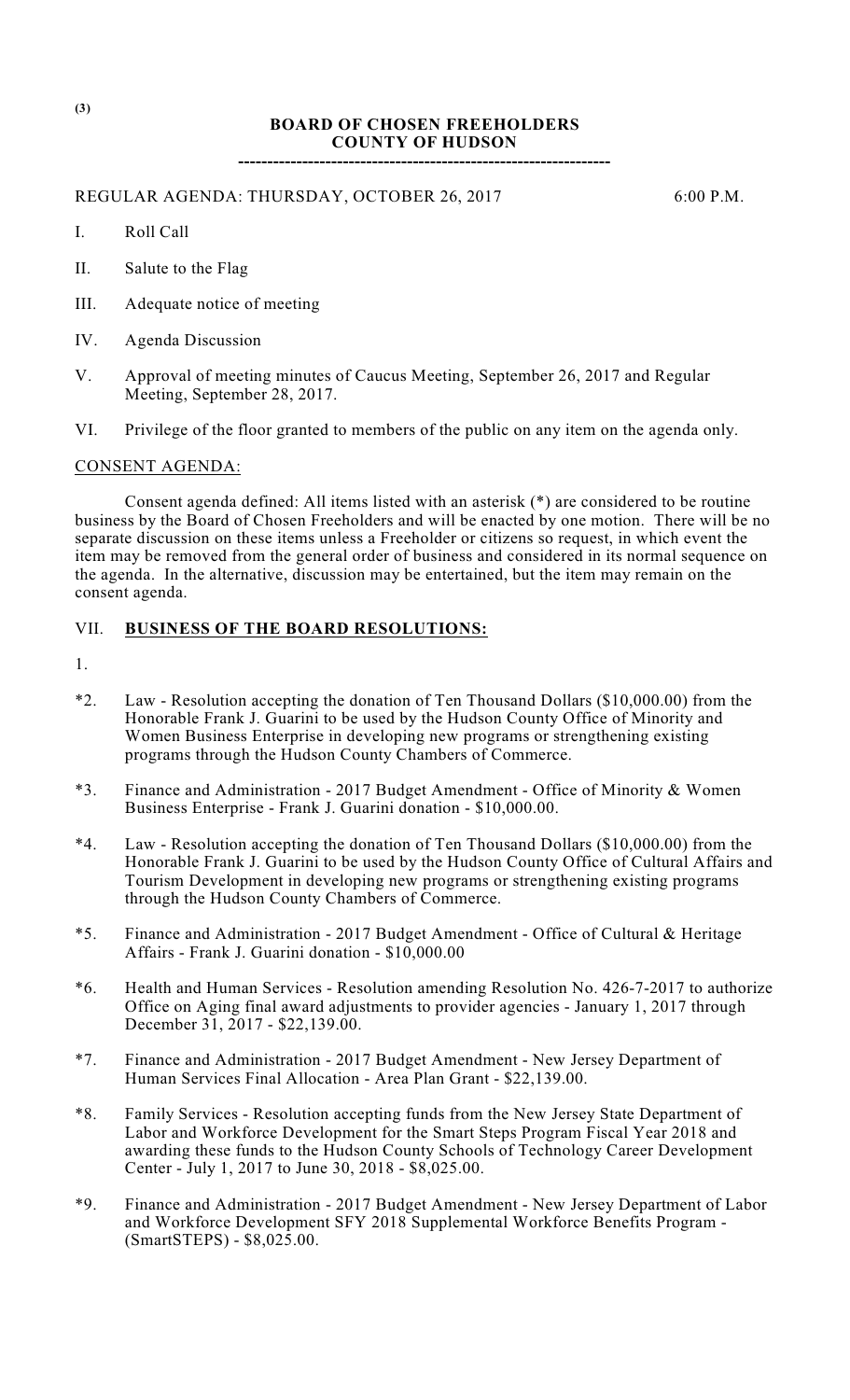(3)

# BOARD OF CHOSEN FREEHOLDERS
# COUNTY OF HUDSON

---

REGULAR AGENDA: THURSDAY, OCTOBER 26, 2017 6:00 P.M.

I. Roll Call

II. Salute to the Flag

III. Adequate notice of meeting

IV. Agenda Discussion

V. Approval of meeting minutes of Caucus Meeting, September 26, 2017 and Regular Meeting, September 28, 2017.

VI. Privilege of the floor granted to members of the public on any item on the agenda only.

CONSENT AGENDA:

Consent agenda defined: All items listed with an asterisk (*) are considered to be routine business by the Board of Chosen Freeholders and will be enacted by one motion. There will be no separate discussion on these items unless a Freeholder or citizens so request, in which event the item may be removed from the general order of business and considered in its normal sequence on the agenda. In the alternative, discussion may be entertained, but the item may remain on the consent agenda.

VII. **BUSINESS OF THE BOARD RESOLUTIONS:**

1.

*2. Law - Resolution accepting the donation of Ten Thousand Dollars ($10,000.00) from the Honorable Frank J. Guarini to be used by the Hudson County Office of Minority and Women Business Enterprise in developing new programs or strengthening existing programs through the Hudson County Chambers of Commerce.

*3. Finance and Administration - 2017 Budget Amendment - Office of Minority & Women Business Enterprise - Frank J. Guarini donation - $10,000.00.

*4. Law - Resolution accepting the donation of Ten Thousand Dollars ($10,000.00) from the Honorable Frank J. Guarini to be used by the Hudson County Office of Cultural Affairs and Tourism Development in developing new programs or strengthening existing programs through the Hudson County Chambers of Commerce.

*5. Finance and Administration - 2017 Budget Amendment - Office of Cultural & Heritage Affairs - Frank J. Guarini donation - $10,000.00

*6. Health and Human Services - Resolution amending Resolution No. 426-7-2017 to authorize Office on Aging final award adjustments to provider agencies - January 1, 2017 through December 31, 2017 - $22,139.00.

*7. Finance and Administration - 2017 Budget Amendment - New Jersey Department of Human Services Final Allocation - Area Plan Grant - $22,139.00.

*8. Family Services - Resolution accepting funds from the New Jersey State Department of Labor and Workforce Development for the Smart Steps Program Fiscal Year 2018 and awarding these funds to the Hudson County Schools of Technology Career Development Center - July 1, 2017 to June 30, 2018 - $8,025.00.

*9. Finance and Administration - 2017 Budget Amendment - New Jersey Department of Labor and Workforce Development SFY 2018 Supplemental Workforce Benefits Program - (SmartSTEPS) - $8,025.00.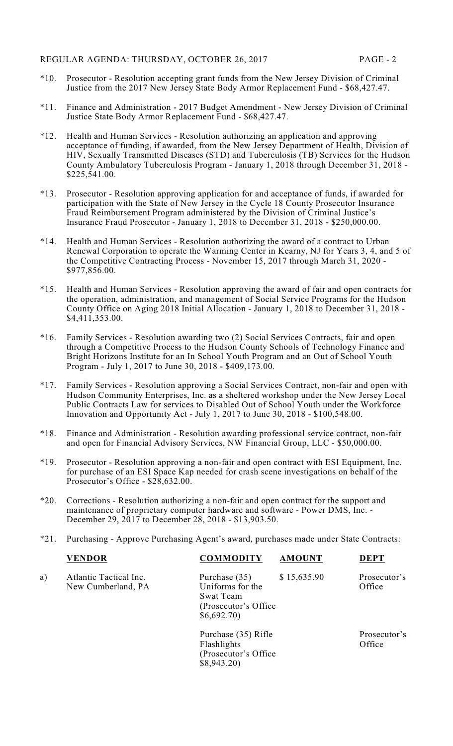*10. Prosecutor - Resolution accepting grant funds from the New Jersey Division of Criminal Justice from the 2017 New Jersey State Body Armor Replacement Fund - $68,427.47.

*11. Finance and Administration - 2017 Budget Amendment - New Jersey Division of Criminal Justice State Body Armor Replacement Fund - $68,427.47.

*12. Health and Human Services - Resolution authorizing an application and approving acceptance of funding, if awarded, from the New Jersey Department of Health, Division of HIV, Sexually Transmitted Diseases (STD) and Tuberculosis (TB) Services for the Hudson County Ambulatory Tuberculosis Program - January 1, 2018 through December 31, 2018 - $225,541.00.

*13. Prosecutor - Resolution approving application for and acceptance of funds, if awarded for participation with the State of New Jersey in the Cycle 18 County Prosecutor Insurance Fraud Reimbursement Program administered by the Division of Criminal Justice's Insurance Fraud Prosecutor - January 1, 2018 to December 31, 2018 - $250,000.00.

*14. Health and Human Services - Resolution authorizing the award of a contract to Urban Renewal Corporation to operate the Warming Center in Kearny, NJ for Years 3, 4, and 5 of the Competitive Contracting Process - November 15, 2017 through March 31, 2020 - $977,856.00.

*15. Health and Human Services - Resolution approving the award of fair and open contracts for the operation, administration, and management of Social Service Programs for the Hudson County Office on Aging 2018 Initial Allocation - January 1, 2018 to December 31, 2018 - $4,411,353.00.

*16. Family Services - Resolution awarding two (2) Social Services Contracts, fair and open through a Competitive Process to the Hudson County Schools of Technology Finance and Bright Horizons Institute for an In School Youth Program and an Out of School Youth Program - July 1, 2017 to June 30, 2018 - $409,173.00.

*17. Family Services - Resolution approving a Social Services Contract, non-fair and open with Hudson Community Enterprises, Inc. as a sheltered workshop under the New Jersey Local Public Contracts Law for services to Disabled Out of School Youth under the Workforce Innovation and Opportunity Act - July 1, 2017 to June 30, 2018 - $100,548.00.

*18. Finance and Administration - Resolution awarding professional service contract, non-fair and open for Financial Advisory Services, NW Financial Group, LLC - $50,000.00.

*19. Prosecutor - Resolution approving a non-fair and open contract with ESI Equipment, Inc. for purchase of an ESI Space Kap needed for crash scene investigations on behalf of the Prosecutor's Office - $28,632.00.

*20. Corrections - Resolution authorizing a non-fair and open contract for the support and maintenance of proprietary computer hardware and software - Power DMS, Inc. - December 29, 2017 to December 28, 2018 - $13,903.50.

*21. Purchasing - Approve Purchasing Agent's award, purchases made under State Contracts:

| | VENDOR | COMMODITY | AMOUNT | DEPT |
|---|---|---|---|---|
| a) | Atlantic Tactical Inc. New Cumberland, PA | Purchase (35) Uniforms for the Swat Team (Prosecutor's Office $6,692.70) | $ 15,635.90 | Prosecutor's Office |
| | | Purchase (35) Rifle Flashlights (Prosecutor's Office $8,943.20) | | Prosecutor's Office |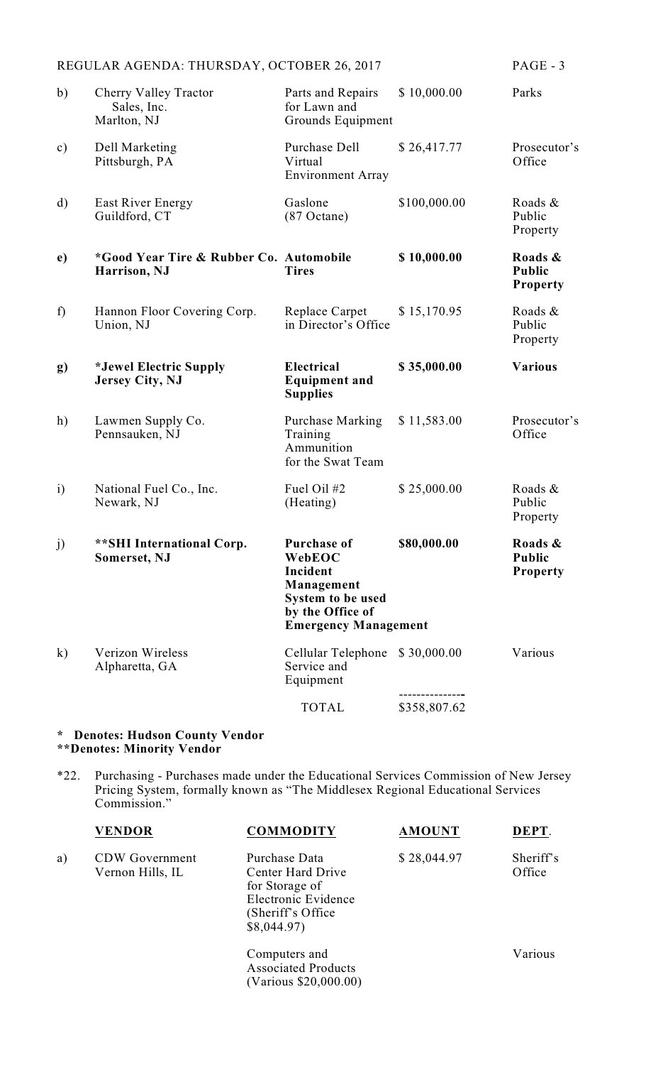| | | | | |
|---|---|---|---|---|
| b) | Cherry Valley Tractor Sales, Inc. Marlton, NJ | Parts and Repairs for Lawn and Grounds Equipment | $ 10,000.00 | Parks |
| c) | Dell Marketing Pittsburgh, PA | Purchase Dell Virtual Environment Array | $ 26,417.77 | Prosecutor's Office |
| d) | East River Energy Guildford, CT | Gaslone (87 Octane) | $100,000.00 | Roads & Public Property |
| **e)** | **\*Good Year Tire & Rubber Co. Harrison, NJ** | **Automobile Tires** | **$ 10,000.00** | **Roads & Public Property** |
| f) | Hannon Floor Covering Corp. Union, NJ | Replace Carpet in Director's Office | $ 15,170.95 | Roads & Public Property |
| **g)** | **\*Jewel Electric Supply Jersey City, NJ** | **Electrical Equipment and Supplies** | **$ 35,000.00** | **Various** |
| h) | Lawmen Supply Co. Pennsauken, NJ | Purchase Marking Training Ammunition for the Swat Team | $ 11,583.00 | Prosecutor's Office |
| i) | National Fuel Co., Inc. Newark, NJ | Fuel Oil #2 (Heating) | $ 25,000.00 | Roads & Public Property |
| j) | **\*\*SHI International Corp. Somerset, NJ** | **Purchase of WebEOC Incident Management System to be used by the Office of Emergency Management** | **$80,000.00** | **Roads & Public Property** |
| k) | Verizon Wireless Alpharetta, GA | Cellular Telephone Service and Equipment | $ 30,000.00 | Various |
| | | TOTAL | $358,807.62 | |

**\* Denotes: Hudson County Vendor**
**\*\*Denotes: Minority Vendor**

*22. Purchasing - Purchases made under the Educational Services Commission of New Jersey Pricing System, formally known as "The Middlesex Regional Educational Services Commission."

| | **VENDOR** | **COMMODITY** | **AMOUNT** | **DEPT**. |
|---|---|---|---|---|
| a) | CDW Government Vernon Hills, IL | Purchase Data Center Hard Drive for Storage of Electronic Evidence (Sheriff's Office $8,044.97) | $ 28,044.97 | Sheriff's Office |
| | | Computers and Associated Products (Various $20,000.00) | | Various |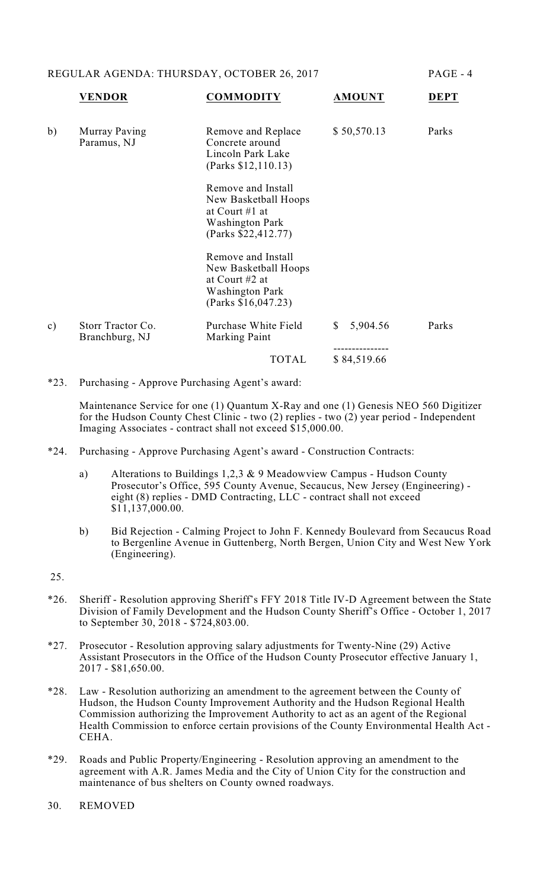| | VENDOR | COMMODITY | AMOUNT | DEPT |
|---|---|---|---|---|
| b) | Murray Paving<br>Paramus, NJ | Remove and Replace Concrete around Lincoln Park Lake (Parks $12,110.13)<br><br>Remove and Install New Basketball Hoops at Court #1 at Washington Park (Parks $22,412.77)<br><br>Remove and Install New Basketball Hoops at Court #2 at Washington Park (Parks $16,047.23) | $ 50,570.13 | Parks |
| c) | Storr Tractor Co.<br>Branchburg, NJ | Purchase White Field Marking Paint | $ 5,904.56 | Parks |
| | | TOTAL | $ 84,519.66 | |

*23. Purchasing - Approve Purchasing Agent's award:

Maintenance Service for one (1) Quantum X-Ray and one (1) Genesis NEO 560 Digitizer for the Hudson County Chest Clinic - two (2) replies - two (2) year period - Independent Imaging Associates - contract shall not exceed $15,000.00.

*24. Purchasing - Approve Purchasing Agent's award - Construction Contracts:

a) Alterations to Buildings 1,2,3 & 9 Meadowview Campus - Hudson County Prosecutor's Office, 595 County Avenue, Secaucus, New Jersey (Engineering) - eight (8) replies - DMD Contracting, LLC - contract shall not exceed $11,137,000.00.

b) Bid Rejection - Calming Project to John F. Kennedy Boulevard from Secaucus Road to Bergenline Avenue in Guttenberg, North Bergen, Union City and West New York (Engineering).

25.

*26. Sheriff - Resolution approving Sheriff's FFY 2018 Title IV-D Agreement between the State Division of Family Development and the Hudson County Sheriff's Office - October 1, 2017 to September 30, 2018 - $724,803.00.

*27. Prosecutor - Resolution approving salary adjustments for Twenty-Nine (29) Active Assistant Prosecutors in the Office of the Hudson County Prosecutor effective January 1, 2017 - $81,650.00.

*28. Law - Resolution authorizing an amendment to the agreement between the County of Hudson, the Hudson County Improvement Authority and the Hudson Regional Health Commission authorizing the Improvement Authority to act as an agent of the Regional Health Commission to enforce certain provisions of the County Environmental Health Act - CEHA.

*29. Roads and Public Property/Engineering - Resolution approving an amendment to the agreement with A.R. James Media and the City of Union City for the construction and maintenance of bus shelters on County owned roadways.

30. REMOVED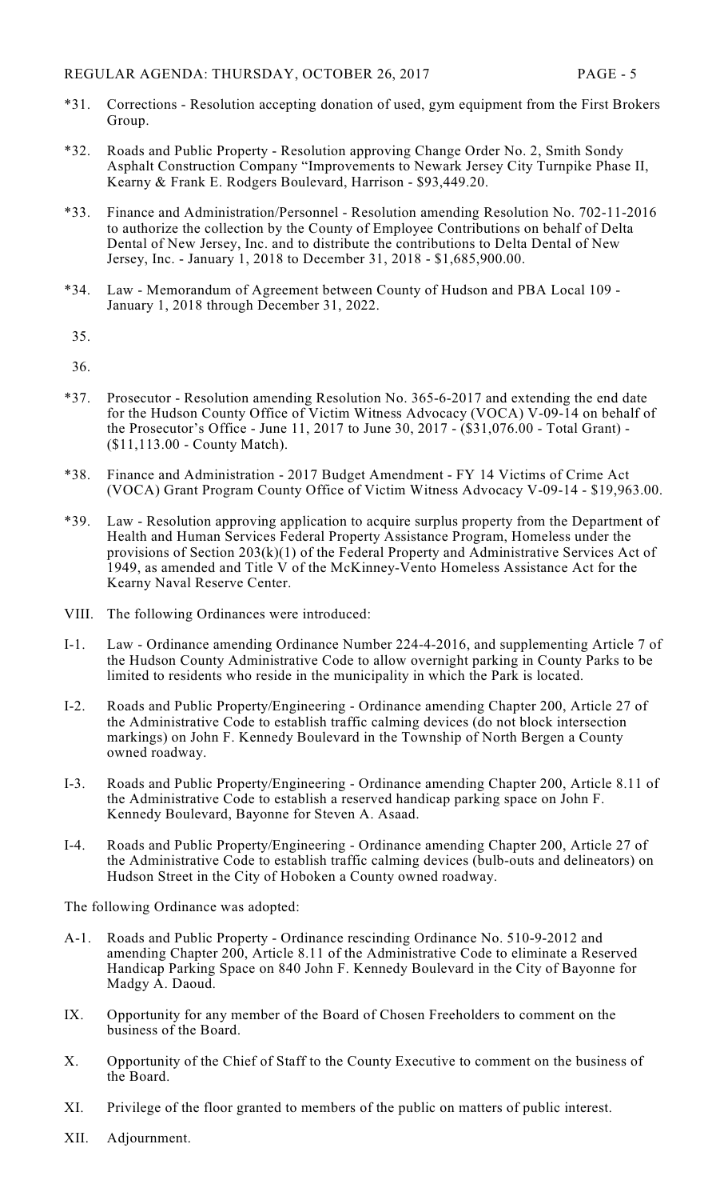*31. Corrections - Resolution accepting donation of used, gym equipment from the First Brokers Group.

*32. Roads and Public Property - Resolution approving Change Order No. 2, Smith Sondy Asphalt Construction Company "Improvements to Newark Jersey City Turnpike Phase II, Kearny & Frank E. Rodgers Boulevard, Harrison - $93,449.20.

*33. Finance and Administration/Personnel - Resolution amending Resolution No. 702-11-2016 to authorize the collection by the County of Employee Contributions on behalf of Delta Dental of New Jersey, Inc. and to distribute the contributions to Delta Dental of New Jersey, Inc. - January 1, 2018 to December 31, 2018 - $1,685,900.00.

*34. Law - Memorandum of Agreement between County of Hudson and PBA Local 109 - January 1, 2018 through December 31, 2022.

35.

36.

*37. Prosecutor - Resolution amending Resolution No. 365-6-2017 and extending the end date for the Hudson County Office of Victim Witness Advocacy (VOCA) V-09-14 on behalf of the Prosecutor's Office - June 11, 2017 to June 30, 2017 - ($31,076.00 - Total Grant) - ($11,113.00 - County Match).

*38. Finance and Administration - 2017 Budget Amendment - FY 14 Victims of Crime Act (VOCA) Grant Program County Office of Victim Witness Advocacy V-09-14 - $19,963.00.

*39. Law - Resolution approving application to acquire surplus property from the Department of Health and Human Services Federal Property Assistance Program, Homeless under the provisions of Section 203(k)(1) of the Federal Property and Administrative Services Act of 1949, as amended and Title V of the McKinney-Vento Homeless Assistance Act for the Kearny Naval Reserve Center.

VIII. The following Ordinances were introduced:

I-1. Law - Ordinance amending Ordinance Number 224-4-2016, and supplementing Article 7 of the Hudson County Administrative Code to allow overnight parking in County Parks to be limited to residents who reside in the municipality in which the Park is located.

I-2. Roads and Public Property/Engineering - Ordinance amending Chapter 200, Article 27 of the Administrative Code to establish traffic calming devices (do not block intersection markings) on John F. Kennedy Boulevard in the Township of North Bergen a County owned roadway.

I-3. Roads and Public Property/Engineering - Ordinance amending Chapter 200, Article 8.11 of the Administrative Code to establish a reserved handicap parking space on John F. Kennedy Boulevard, Bayonne for Steven A. Asaad.

I-4. Roads and Public Property/Engineering - Ordinance amending Chapter 200, Article 27 of the Administrative Code to establish traffic calming devices (bulb-outs and delineators) on Hudson Street in the City of Hoboken a County owned roadway.

The following Ordinance was adopted:

A-1. Roads and Public Property - Ordinance rescinding Ordinance No. 510-9-2012 and amending Chapter 200, Article 8.11 of the Administrative Code to eliminate a Reserved Handicap Parking Space on 840 John F. Kennedy Boulevard in the City of Bayonne for Madgy A. Daoud.

IX. Opportunity for any member of the Board of Chosen Freeholders to comment on the business of the Board.

X. Opportunity of the Chief of Staff to the County Executive to comment on the business of the Board.

XI. Privilege of the floor granted to members of the public on matters of public interest.

XII. Adjournment.